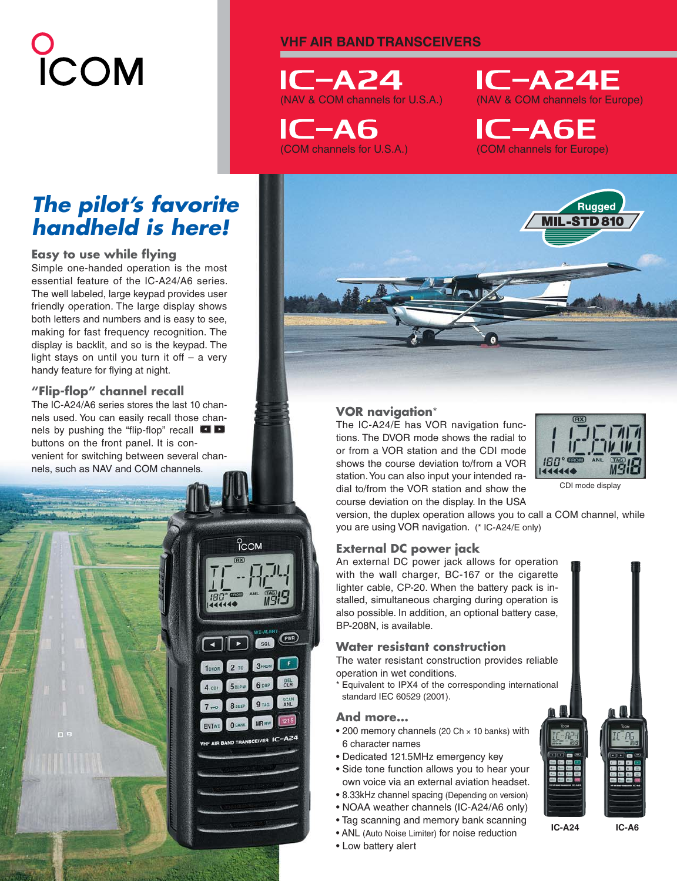ICOM

VHF AIR BAND TRANSCEIVERS

# IC-A24
(NAV & COM channels for U.S.A.)

# IC-A24E
(NAV & COM channels for Europe)

# IC-A6
(COM channels for U.S.A.)

# IC-A6E
(COM channels for Europe)

Rugged MIL-STD 810

## *The pilot's favorite handheld is here!*

### Easy to use while flying

Simple one-handed operation is the most essential feature of the IC-A24/A6 series. The well labeled, large keypad provides user friendly operation. The large display shows both letters and numbers and is easy to see, making for fast frequency recognition. The display is backlit, and so is the keypad. The light stays on until you turn it off – a very handy feature for flying at night.

### "Flip-flop" channel recall

The IC-A24/A6 series stores the last 10 channels used. You can easily recall those channels by pushing the "flip-flop" recall ◄ ► buttons on the front panel. It is convenient for switching between several channels, such as NAV and COM channels.

### VOR navigation*

The IC-A24/E has VOR navigation functions. The DVOR mode shows the radial to or from a VOR station and the CDI mode shows the course deviation to/from a VOR station. You can also input your intended radial to/from the VOR station and show the course deviation on the display. In the USA version, the duplex operation allows you to call a COM channel, while you are using VOR navigation. (* IC-A24/E only)

CDI mode display

### External DC power jack

An external DC power jack allows for operation with the wall charger, BC-167 or the cigarette lighter cable, CP-20. When the battery pack is installed, simultaneous charging during operation is also possible. In addition, an optional battery case, BP-208N, is available.

### Water resistant construction

The water resistant construction provides reliable operation in wet conditions.

\* Equivalent to IPX4 of the corresponding international standard IEC 60529 (2001).

### And more...

- 200 memory channels (20 Ch × 10 banks) with 6 character names
- Dedicated 121.5MHz emergency key
- Side tone function allows you to hear your own voice via an external aviation headset.
- 8.33kHz channel spacing (Depending on version)
- NOAA weather channels (IC-A24/A6 only)
- Tag scanning and memory bank scanning
- ANL (Auto Noise Limiter) for noise reduction
- Low battery alert

IC-A24 IC-A6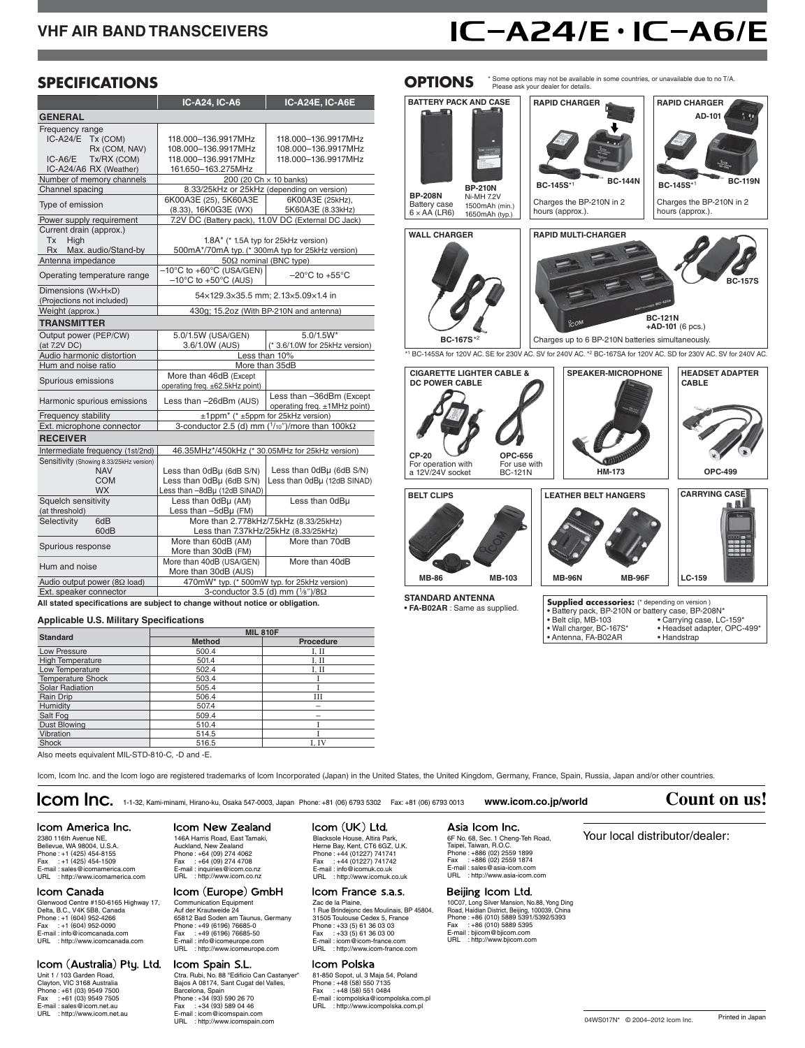## VHF AIR BAND TRANSCEIVERS

# IC-A24/E · IC-A6/E

## SPECIFICATIONS

| | IC-A24, IC-A6 | IC-A24E, IC-A6E |
|---|---|---|
| **GENERAL** | | |
| Frequency range<br>IC-A24/E Tx (COM)<br>Rx (COM, NAV)<br>IC-A6/E Tx/RX (COM)<br>IC-A24/A6 RX (Weather) | <br>118.000–136.9917MHz<br>108.000–136.9917MHz<br>118.000–136.9917MHz<br>161.650–163.275MHz | <br>118.000–136.9917MHz<br>108.000–136.9917MHz<br>118.000–136.9917MHz |
| Number of memory channels | 200 (20 Ch × 10 banks) | |
| Channel spacing | 8.33/25kHz or 25kHz (depending on version) | |
| Type of emission | 6K00A3E (25), 5K60A3E (8.33), 16K0G3E (WX) | 6K00A3E (25kHz), 5K60A3E (8.33kHz) |
| Power supply requirement | 7.2V DC (Battery pack), 11.0V DC (External DC Jack) | |
| Current drain (approx.)<br>Tx High<br>Rx Max. audio/Stand-by | <br>1.8A* (* 1.5A typ for 25kHz version)<br>500mA*/70mA typ. (* 300mA typ for 25kHz version) | |
| Antenna impedance | 50Ω nominal (BNC type) | |
| Operating temperature range | –10°C to +60°C (USA/GEN)<br>–10°C to +50°C (AUS) | –20°C to +55°C |
| Dimensions (W×H×D)<br>(Projections not included) | 54×129.3×35.5 mm; 2.13×5.09×1.4 in | |
| Weight (approx.) | 430g; 15.2oz (With BP-210N and antenna) | |
| **TRANSMITTER** | | |
| Output power (PEP/CW)<br>(at 7.2V DC) | 5.0/1.5W (USA/GEN)<br>3.6/1.0W (AUS) | 5.0/1.5W*<br>(* 3.6/1.0W for 25kHz version) |
| Audio harmonic distortion | Less than 10% | |
| Hum and noise ratio | More than 35dB | |
| Spurious emissions | More than 46dB (Except operating freq. ±62.5kHz point) | |
| Harmonic spurious emissions | Less than –26dBm (AUS) | Less than –36dBm (Except operating freq. ±1MHz point) |
| Frequency stability | ±1ppm* (* ±5ppm for 25kHz version) | |
| Ext. microphone connector | 3-conductor 2.5 (d) mm (1/10")/more than 100kΩ | |
| **RECEIVER** | | |
| Intermediate frequency (1st/2nd) | 46.35MHz*/450kHz (* 30.05MHz for 25kHz version) | |
| Sensitivity (Showing 8.33/25kHz version)<br>NAV<br>COM<br>WX | <br>Less than 0dBμ (6dB S/N)<br>Less than 0dBμ (6dB S/N)<br>Less than –8dBμ (12dB SINAD) | <br>Less than 0dBμ (6dB S/N)<br>Less than 0dBμ (12dB SINAD) |
| Squelch sensitivity<br>(at threshold) | Less than 0dBμ (AM)<br>Less than –5dBμ (FM) | Less than 0dBμ |
| Selectivity 6dB<br>60dB | More than 2.778kHz/7.5kHz (8.33/25kHz)<br>Less than 7.37kHz/25kHz (8.33/25kHz) | |
| Spurious response | More than 60dB (AM)<br>More than 30dB (FM) | More than 70dB |
| Hum and noise | More than 40dB (USA/GEN)<br>More than 30dB (AUS) | More than 40dB |
| Audio output power (8Ω load) | 470mW* typ. (* 500mW typ. for 25kHz version) | |
| Ext. speaker connector | 3-conductor 3.5 (d) mm (1/8")/8Ω | |

**All stated specifications are subject to change without notice or obligation.**

**Applicable U.S. Military Specifications**

| Standard | MIL 810F | |
|---|---|---|
| | Method | Procedure |
| Low Pressure | 500.4 | I, II |
| High Temperature | 501.4 | I, II |
| Low Temperature | 502.4 | I, II |
| Temperature Shock | 503.4 | I |
| Solar Radiation | 505.4 | I |
| Rain Drip | 506.4 | III |
| Humidity | 507.4 | – |
| Salt Fog | 509.4 | – |
| Dust Blowing | 510.4 | I |
| Vibration | 514.5 | I |
| Shock | 516.5 | I, IV |

Also meets equivalent MIL-STD-810-C, -D and -E.

## OPTIONS

* Some options may not be available in some countries, or unavailable due to no T/A. Please ask your dealer for details.

**BATTERY PACK AND CASE**

**BP-208N** Battery case 6 × AA (LR6)

**BP-210N** Ni-MH 7.2V 1500mAh (min.) 1650mAh (typ.)

**RAPID CHARGER**

**BC-145S**[*1] **BC-144N**

Charges the BP-210N in 2 hours (approx.).

**RAPID CHARGER**

**AD-101**

**BC-145S**[*1] **BC-119N**

Charges the BP-210N in 2 hours (approx.).

**WALL CHARGER**

**BC-167S**[*2]

**RAPID MULTI-CHARGER**

**BC-157S**

**BC-121N +AD-101** (6 pcs.)

Charges up to 6 BP-210N batteries simultaneously.

*1 BC-145SA for 120V AC. SE for 230V AC. SV for 240V AC. *2 BC-167SA for 120V AC. SD for 230V AC. SV for 240V AC.

**CIGARETTE LIGHTER CABLE & DC POWER CABLE**

**CP-20** For operation with a 12V/24V socket

**OPC-656** For use with BC-121N

**SPEAKER-MICROPHONE**

**HM-173**

**HEADSET ADAPTER CABLE**

**OPC-499**

**BELT CLIPS**

**MB-86** **MB-103**

**LEATHER BELT HANGERS**

**MB-96N** **MB-96F**

**CARRYING CASE**

**LC-159**

**STANDARD ANTENNA**

- **FA-B02AR** : Same as supplied.

**Supplied accessories:** (* depending on version )
- Battery pack, BP-210N or battery case, BP-208N*
- Belt clip, MB-103
- Wall charger, BC-167S*
- Antenna, FA-B02AR
- Carrying case, LC-159*
- Headset adapter, OPC-499*
- Handstrap

Icom, Icom Inc. and the Icom logo are registered trademarks of Icom Incorporated (Japan) in the United States, the United Kingdom, Germany, France, Spain, Russia, Japan and/or other countries.

**Icom Inc.** 1-1-32, Kami-minami, Hirano-ku, Osaka 547-0003, Japan Phone: +81 (06) 6793 5302 Fax: +81 (06) 6793 0013 **www.icom.co.jp/world**

**Count on us!**

**Icom America Inc.**
2380 116th Avenue NE, Bellevue, WA 98004, U.S.A.
Phone : +1 (425) 454-8155
Fax : +1 (425) 454-1509
E-mail : sales@icomamerica.com
URL : http://www.icomamerica.com

**Icom Canada**
Glenwood Centre #150-6165 Highway 17, Delta, B.C., V4K 5B8, Canada
Phone : +1 (604) 952-4266
Fax : +1 (604) 952-0090
E-mail : info@icomcanada.com
URL : http://www.icomcanada.com

**Icom (Australia) Pty. Ltd.**
Unit 1 / 103 Garden Road, Clayton, VIC 3168 Australia
Phone : +61 (03) 9549 7500
Fax : +61 (03) 9549 7505
E-mail : sales@icom.net.au
URL : http://www.icom.net.au

**Icom New Zealand**
146A Harris Road, East Tamaki, Auckland, New Zealand
Phone : +64 (09) 274 4062
Fax : +64 (09) 274 4708
E-mail : inquiries@icom.co.nz
URL : http://www.icom.co.nz

**Icom (Europe) GmbH**
Communication Equipment
Auf der Krautweide 24
65812 Bad Soden am Taunus, Germany
Phone : +49 (6196) 76685-0
Fax : +49 (6196) 76685-50
E-mail : info@icomeurope.com
URL : http://www.icomeurope.com

**Icom Spain S.L.**
Ctra. Rubi, No. 88 "Edificio Can Castanyer" Bajos A 08174, Sant Cugat del Valles, Barcelona, Spain
Phone : +34 (93) 590 26 70
Fax : +34 (93) 589 04 46
E-mail : icom@icomspain.com
URL : http://www.icomspain.com

**Icom (UK) Ltd.**
Blacksole House, Altira Park, Herne Bay, Kent, CT6 6GZ, U.K.
Phone : +44 (01227) 741741
Fax : +44 (01227) 741742
E-mail : info@icomuk.co.uk
URL : http://www.icomuk.co.uk

**Icom France s.a.s.**
Zac de la Plaine, 1 Rue Brindejonc des Moulinais, BP 45804, 31505 Toulouse Cedex 5, France
Phone : +33 (5) 61 36 03 03
Fax : +33 (5) 61 36 03 00
E-mail : icom@icom-france.com
URL : http://www.icom-france.com

**Icom Polska**
81-850 Sopot, ul. 3 Maja 54, Poland
Phone : +48 (58) 550 7135
Fax : +48 (58) 551 0484
E-mail : icompolska@icompolska.com.pl
URL : http://www.icompolska.com.pl

**Asia Icom Inc.**
6F No. 68, Sec. 1 Cheng-Teh Road, Taipei, Taiwan, R.O.C.
Phone : +886 (02) 2559 1899
Fax : +886 (02) 2559 1874
E-mail : sales@asia-icom.com
URL : http://www.asia-icom.com

**Beijing Icom Ltd.**
10C07, Long Silver Mansion, No.88, Yong Ding Road, Haidian District, Beijing, 100039, China
Phone : +86 (010) 5889 5391/5392/5393
Fax : +86 (010) 5889 5395
E-mail : bjicom@bjicom.com
URL : http://www.bjicom.com

Your local distributor/dealer:

04WS017N* © 2004–2012 Icom Inc. Printed in Japan